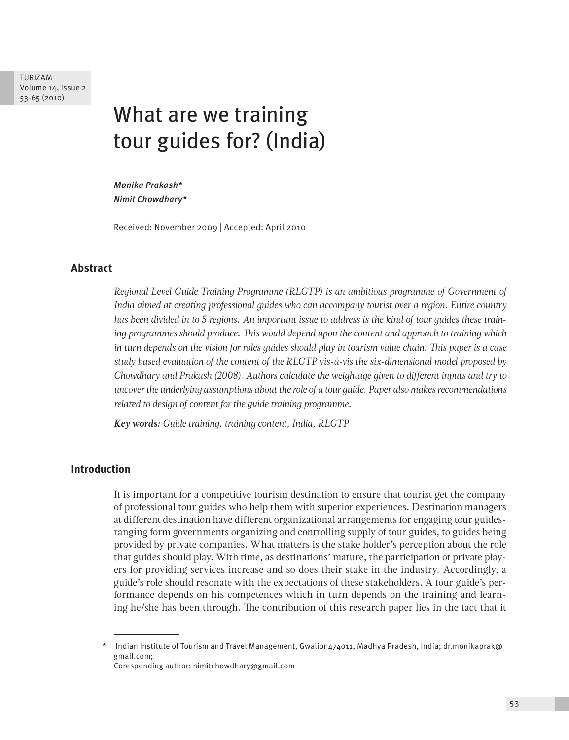# What are we training tour guides for? (India)

***Monika Prakash****
***Nimit Chowdhary****

Received: November 2009 | Accepted: April 2010

## Abstract

*Regional Level Guide Training Programme (RLGTP) is an ambitious programme of Government of India aimed at creating professional guides who can accompany tourist over a region. Entire country has been divided in to 5 regions. An important issue to address is the kind of tour guides these training programmes should produce. This would depend upon the content and approach to training which in turn depends on the vision for roles guides should play in tourism value chain. This paper is a case study based evaluation of the content of the RLGTP vis-à-vis the six-dimensional model proposed by Chowdhary and Prakash (2008). Authors calculate the weightage given to different inputs and try to uncover the underlying assumptions about the role of a tour guide. Paper also makes recommendations related to design of content for the guide training programme.*

***Key words:*** *Guide training, training content, India, RLGTP*

## Introduction

It is important for a competitive tourism destination to ensure that tourist get the company of professional tour guides who help them with superior experiences. Destination managers at different destination have different organizational arrangements for engaging tour guides-ranging form governments organizing and controlling supply of tour guides, to guides being provided by private companies. What matters is the stake holder's perception about the role that guides should play. With time, as destinations' mature, the participation of private players for providing services increase and so does their stake in the industry. Accordingly, a guide's role should resonate with the expectations of these stakeholders. A tour guide's performance depends on his competences which in turn depends on the training and learning he/she has been through. The contribution of this research paper lies in the fact that it

---

\* Indian Institute of Tourism and Travel Management, Gwalior 474011, Madhya Pradesh, India; dr.monikaprak@gmail.com;
Coresponding author: nimitchowdhary@gmail.com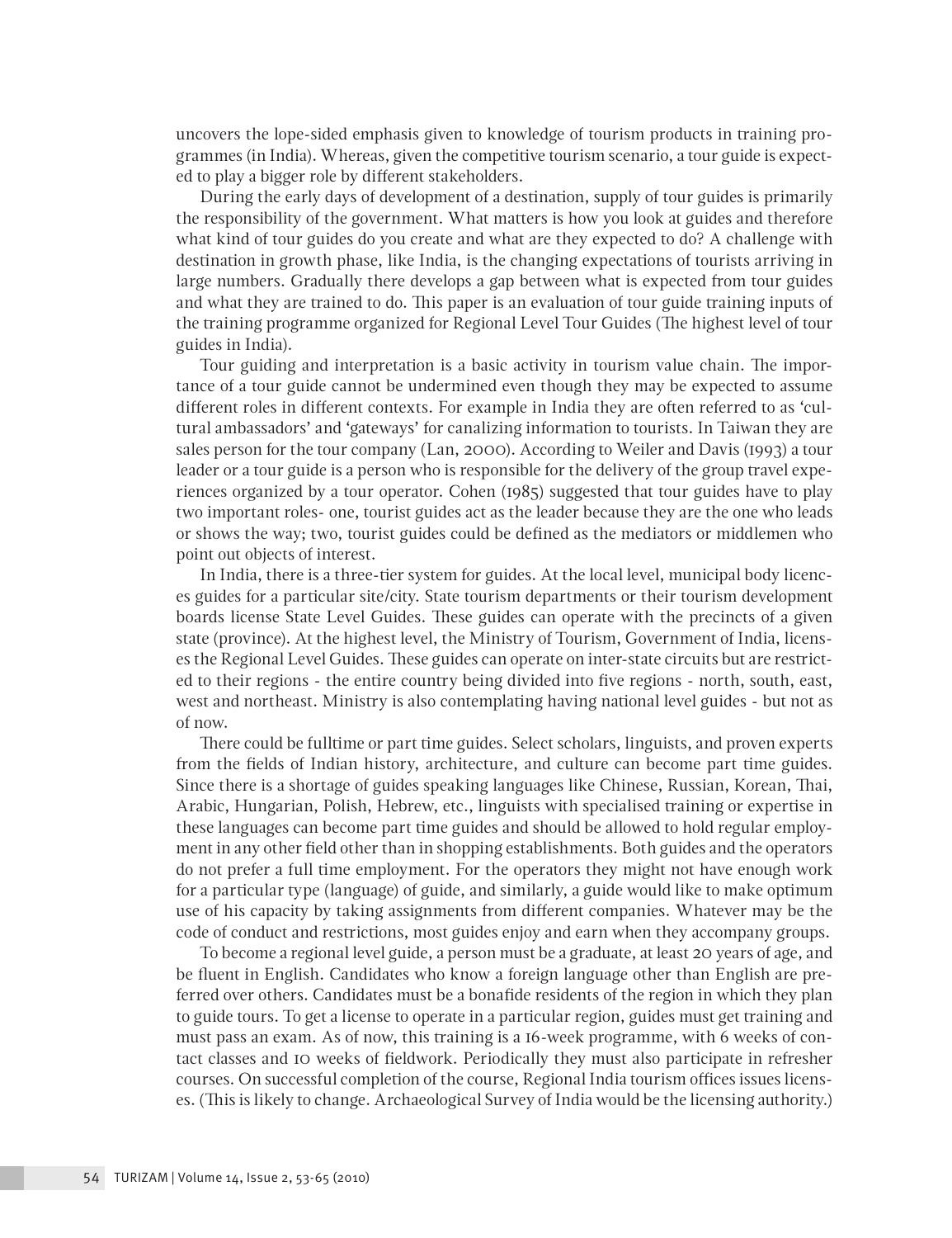uncovers the lope-sided emphasis given to knowledge of tourism products in training programmes (in India). Whereas, given the competitive tourism scenario, a tour guide is expected to play a bigger role by different stakeholders.

During the early days of development of a destination, supply of tour guides is primarily the responsibility of the government. What matters is how you look at guides and therefore what kind of tour guides do you create and what are they expected to do? A challenge with destination in growth phase, like India, is the changing expectations of tourists arriving in large numbers. Gradually there develops a gap between what is expected from tour guides and what they are trained to do. This paper is an evaluation of tour guide training inputs of the training programme organized for Regional Level Tour Guides (The highest level of tour guides in India).

Tour guiding and interpretation is a basic activity in tourism value chain. The importance of a tour guide cannot be undermined even though they may be expected to assume different roles in different contexts. For example in India they are often referred to as 'cultural ambassadors' and 'gateways' for canalizing information to tourists. In Taiwan they are sales person for the tour company (Lan, 2000). According to Weiler and Davis (1993) a tour leader or a tour guide is a person who is responsible for the delivery of the group travel experiences organized by a tour operator. Cohen (1985) suggested that tour guides have to play two important roles- one, tourist guides act as the leader because they are the one who leads or shows the way; two, tourist guides could be defined as the mediators or middlemen who point out objects of interest.

In India, there is a three-tier system for guides. At the local level, municipal body licences guides for a particular site/city. State tourism departments or their tourism development boards license State Level Guides. These guides can operate with the precincts of a given state (province). At the highest level, the Ministry of Tourism, Government of India, licenses the Regional Level Guides. These guides can operate on inter-state circuits but are restricted to their regions - the entire country being divided into five regions - north, south, east, west and northeast. Ministry is also contemplating having national level guides - but not as of now.

There could be fulltime or part time guides. Select scholars, linguists, and proven experts from the fields of Indian history, architecture, and culture can become part time guides. Since there is a shortage of guides speaking languages like Chinese, Russian, Korean, Thai, Arabic, Hungarian, Polish, Hebrew, etc., linguists with specialised training or expertise in these languages can become part time guides and should be allowed to hold regular employment in any other field other than in shopping establishments. Both guides and the operators do not prefer a full time employment. For the operators they might not have enough work for a particular type (language) of guide, and similarly, a guide would like to make optimum use of his capacity by taking assignments from different companies. Whatever may be the code of conduct and restrictions, most guides enjoy and earn when they accompany groups.

To become a regional level guide, a person must be a graduate, at least 20 years of age, and be fluent in English. Candidates who know a foreign language other than English are preferred over others. Candidates must be a bonafide residents of the region in which they plan to guide tours. To get a license to operate in a particular region, guides must get training and must pass an exam. As of now, this training is a 16-week programme, with 6 weeks of contact classes and 10 weeks of fieldwork. Periodically they must also participate in refresher courses. On successful completion of the course, Regional India tourism offices issues licenses. (This is likely to change. Archaeological Survey of India would be the licensing authority.)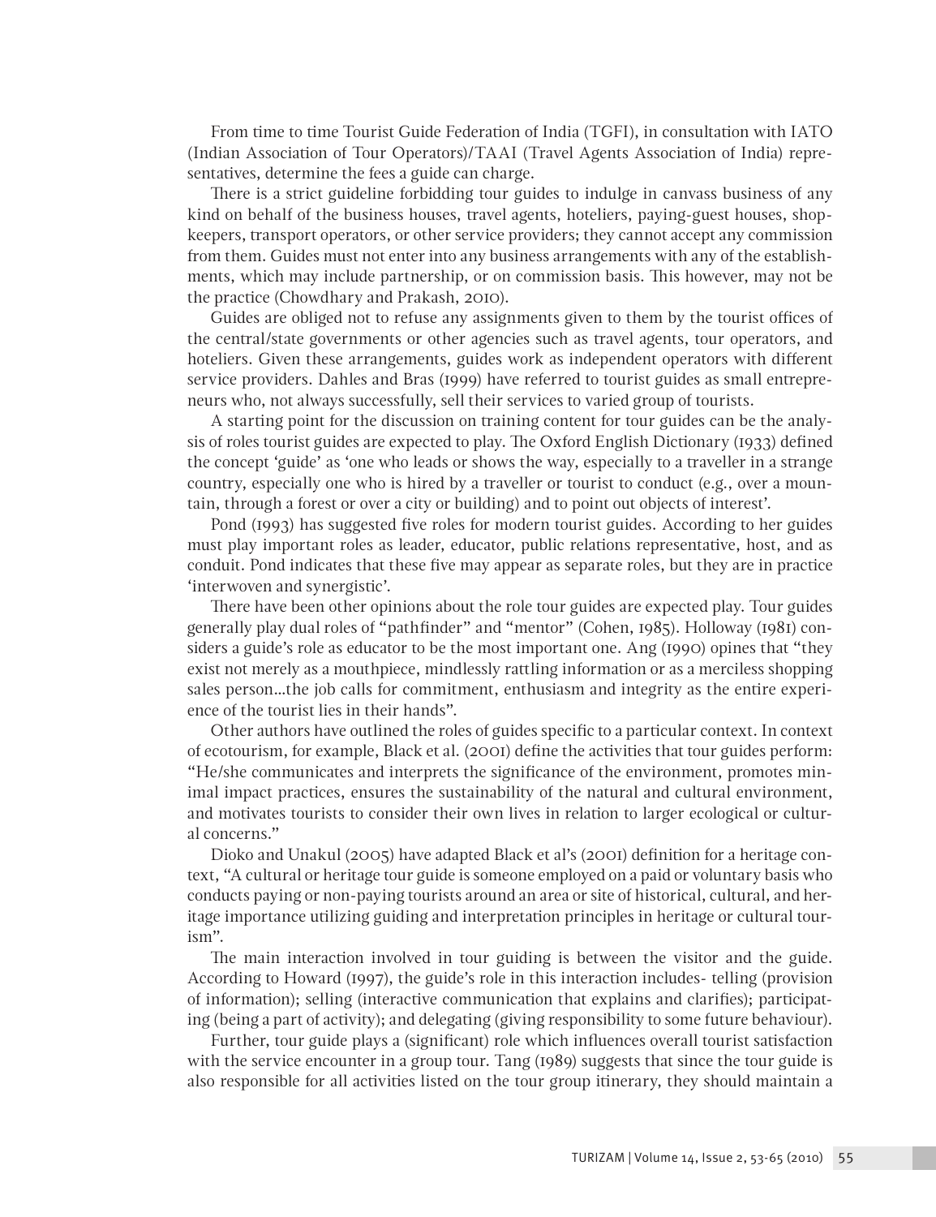From time to time Tourist Guide Federation of India (TGFI), in consultation with IATO (Indian Association of Tour Operators)/TAAI (Travel Agents Association of India) representatives, determine the fees a guide can charge.

There is a strict guideline forbidding tour guides to indulge in canvass business of any kind on behalf of the business houses, travel agents, hoteliers, paying-guest houses, shopkeepers, transport operators, or other service providers; they cannot accept any commission from them. Guides must not enter into any business arrangements with any of the establishments, which may include partnership, or on commission basis. This however, may not be the practice (Chowdhary and Prakash, 2010).

Guides are obliged not to refuse any assignments given to them by the tourist offices of the central/state governments or other agencies such as travel agents, tour operators, and hoteliers. Given these arrangements, guides work as independent operators with different service providers. Dahles and Bras (1999) have referred to tourist guides as small entrepreneurs who, not always successfully, sell their services to varied group of tourists.

A starting point for the discussion on training content for tour guides can be the analysis of roles tourist guides are expected to play. The Oxford English Dictionary (1933) defined the concept 'guide' as 'one who leads or shows the way, especially to a traveller in a strange country, especially one who is hired by a traveller or tourist to conduct (e.g., over a mountain, through a forest or over a city or building) and to point out objects of interest'.

Pond (1993) has suggested five roles for modern tourist guides. According to her guides must play important roles as leader, educator, public relations representative, host, and as conduit. Pond indicates that these five may appear as separate roles, but they are in practice 'interwoven and synergistic'.

There have been other opinions about the role tour guides are expected play. Tour guides generally play dual roles of "pathfinder" and "mentor" (Cohen, 1985). Holloway (1981) considers a guide's role as educator to be the most important one. Ang (1990) opines that "they exist not merely as a mouthpiece, mindlessly rattling information or as a merciless shopping sales person...the job calls for commitment, enthusiasm and integrity as the entire experience of the tourist lies in their hands".

Other authors have outlined the roles of guides specific to a particular context. In context of ecotourism, for example, Black et al. (2001) define the activities that tour guides perform: "He/she communicates and interprets the significance of the environment, promotes minimal impact practices, ensures the sustainability of the natural and cultural environment, and motivates tourists to consider their own lives in relation to larger ecological or cultural concerns."

Dioko and Unakul (2005) have adapted Black et al's (2001) definition for a heritage context, "A cultural or heritage tour guide is someone employed on a paid or voluntary basis who conducts paying or non-paying tourists around an area or site of historical, cultural, and heritage importance utilizing guiding and interpretation principles in heritage or cultural tourism".

The main interaction involved in tour guiding is between the visitor and the guide. According to Howard (1997), the guide's role in this interaction includes- telling (provision of information); selling (interactive communication that explains and clarifies); participating (being a part of activity); and delegating (giving responsibility to some future behaviour).

Further, tour guide plays a (significant) role which influences overall tourist satisfaction with the service encounter in a group tour. Tang (1989) suggests that since the tour guide is also responsible for all activities listed on the tour group itinerary, they should maintain a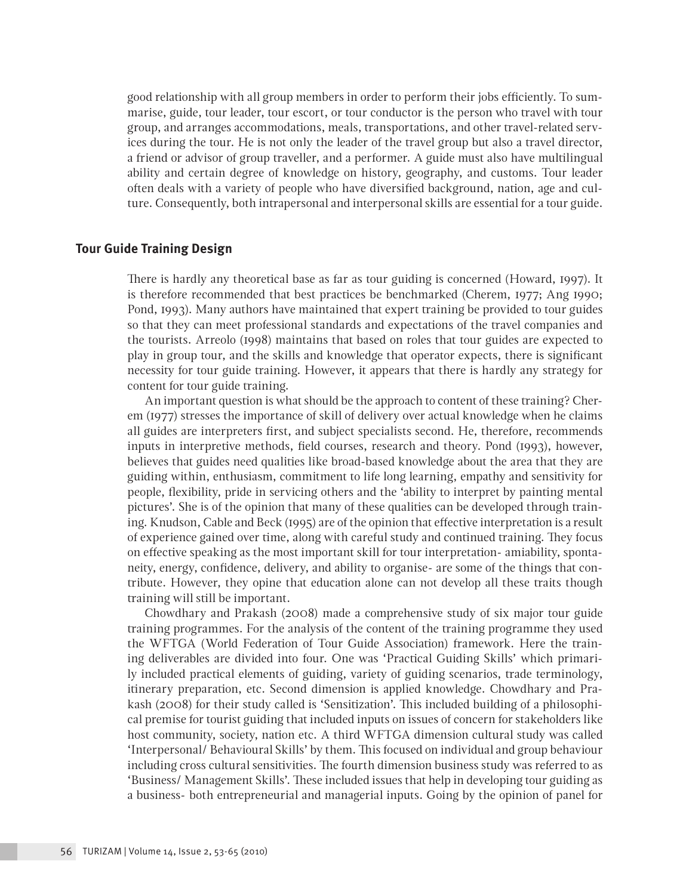good relationship with all group members in order to perform their jobs efficiently. To summarise, guide, tour leader, tour escort, or tour conductor is the person who travel with tour group, and arranges accommodations, meals, transportations, and other travel-related services during the tour. He is not only the leader of the travel group but also a travel director, a friend or advisor of group traveller, and a performer. A guide must also have multilingual ability and certain degree of knowledge on history, geography, and customs. Tour leader often deals with a variety of people who have diversified background, nation, age and culture. Consequently, both intrapersonal and interpersonal skills are essential for a tour guide.

## Tour Guide Training Design

There is hardly any theoretical base as far as tour guiding is concerned (Howard, 1997). It is therefore recommended that best practices be benchmarked (Cherem, 1977; Ang 1990; Pond, 1993). Many authors have maintained that expert training be provided to tour guides so that they can meet professional standards and expectations of the travel companies and the tourists. Arreolo (1998) maintains that based on roles that tour guides are expected to play in group tour, and the skills and knowledge that operator expects, there is significant necessity for tour guide training. However, it appears that there is hardly any strategy for content for tour guide training.

An important question is what should be the approach to content of these training? Cherem (1977) stresses the importance of skill of delivery over actual knowledge when he claims all guides are interpreters first, and subject specialists second. He, therefore, recommends inputs in interpretive methods, field courses, research and theory. Pond (1993), however, believes that guides need qualities like broad-based knowledge about the area that they are guiding within, enthusiasm, commitment to life long learning, empathy and sensitivity for people, flexibility, pride in servicing others and the 'ability to interpret by painting mental pictures'. She is of the opinion that many of these qualities can be developed through training. Knudson, Cable and Beck (1995) are of the opinion that effective interpretation is a result of experience gained over time, along with careful study and continued training. They focus on effective speaking as the most important skill for tour interpretation- amiability, spontaneity, energy, confidence, delivery, and ability to organise- are some of the things that contribute. However, they opine that education alone can not develop all these traits though training will still be important.

Chowdhary and Prakash (2008) made a comprehensive study of six major tour guide training programmes. For the analysis of the content of the training programme they used the WFTGA (World Federation of Tour Guide Association) framework. Here the training deliverables are divided into four. One was 'Practical Guiding Skills' which primarily included practical elements of guiding, variety of guiding scenarios, trade terminology, itinerary preparation, etc. Second dimension is applied knowledge. Chowdhary and Prakash (2008) for their study called is 'Sensitization'. This included building of a philosophical premise for tourist guiding that included inputs on issues of concern for stakeholders like host community, society, nation etc. A third WFTGA dimension cultural study was called 'Interpersonal/ Behavioural Skills' by them. This focused on individual and group behaviour including cross cultural sensitivities. The fourth dimension business study was referred to as 'Business/ Management Skills'. These included issues that help in developing tour guiding as a business- both entrepreneurial and managerial inputs. Going by the opinion of panel for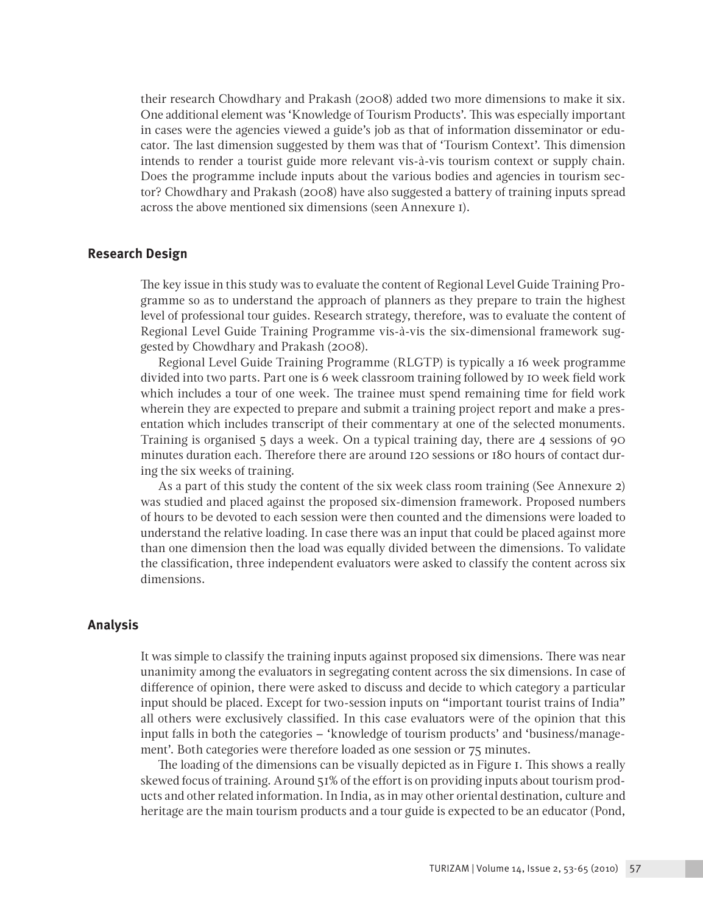their research Chowdhary and Prakash (2008) added two more dimensions to make it six. One additional element was 'Knowledge of Tourism Products'. This was especially important in cases were the agencies viewed a guide's job as that of information disseminator or educator. The last dimension suggested by them was that of 'Tourism Context'. This dimension intends to render a tourist guide more relevant vis-à-vis tourism context or supply chain. Does the programme include inputs about the various bodies and agencies in tourism sector? Chowdhary and Prakash (2008) have also suggested a battery of training inputs spread across the above mentioned six dimensions (seen Annexure 1).

## Research Design

The key issue in this study was to evaluate the content of Regional Level Guide Training Programme so as to understand the approach of planners as they prepare to train the highest level of professional tour guides. Research strategy, therefore, was to evaluate the content of Regional Level Guide Training Programme vis-à-vis the six-dimensional framework suggested by Chowdhary and Prakash (2008).

Regional Level Guide Training Programme (RLGTP) is typically a 16 week programme divided into two parts. Part one is 6 week classroom training followed by 10 week field work which includes a tour of one week. The trainee must spend remaining time for field work wherein they are expected to prepare and submit a training project report and make a presentation which includes transcript of their commentary at one of the selected monuments. Training is organised 5 days a week. On a typical training day, there are 4 sessions of 90 minutes duration each. Therefore there are around 120 sessions or 180 hours of contact during the six weeks of training.

As a part of this study the content of the six week class room training (See Annexure 2) was studied and placed against the proposed six-dimension framework. Proposed numbers of hours to be devoted to each session were then counted and the dimensions were loaded to understand the relative loading. In case there was an input that could be placed against more than one dimension then the load was equally divided between the dimensions. To validate the classification, three independent evaluators were asked to classify the content across six dimensions.

## Analysis

It was simple to classify the training inputs against proposed six dimensions. There was near unanimity among the evaluators in segregating content across the six dimensions. In case of difference of opinion, there were asked to discuss and decide to which category a particular input should be placed. Except for two-session inputs on "important tourist trains of India" all others were exclusively classified. In this case evaluators were of the opinion that this input falls in both the categories – 'knowledge of tourism products' and 'business/management'. Both categories were therefore loaded as one session or 75 minutes.

The loading of the dimensions can be visually depicted as in Figure 1. This shows a really skewed focus of training. Around 51% of the effort is on providing inputs about tourism products and other related information. In India, as in may other oriental destination, culture and heritage are the main tourism products and a tour guide is expected to be an educator (Pond,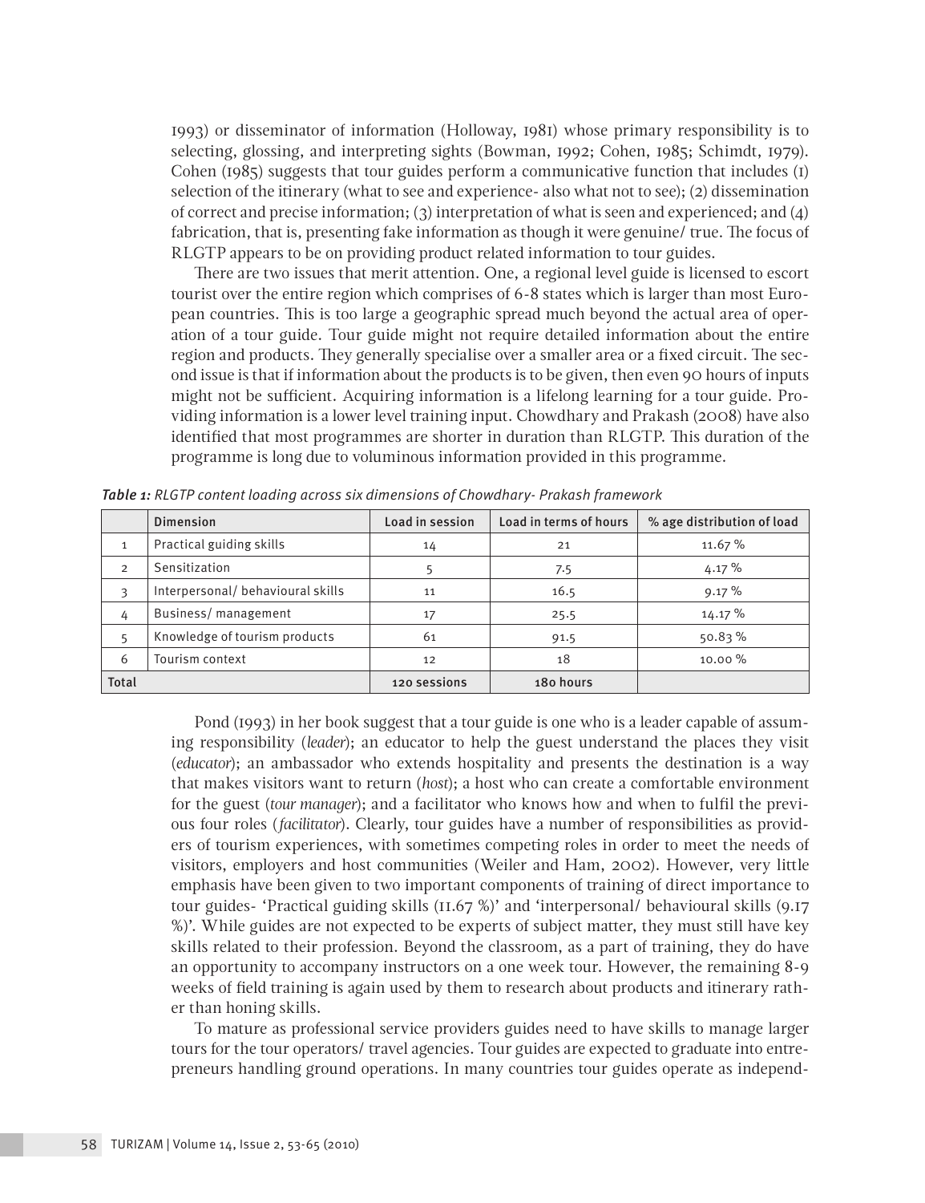1993) or disseminator of information (Holloway, 1981) whose primary responsibility is to selecting, glossing, and interpreting sights (Bowman, 1992; Cohen, 1985; Schimdt, 1979). Cohen (1985) suggests that tour guides perform a communicative function that includes (1) selection of the itinerary (what to see and experience- also what not to see); (2) dissemination of correct and precise information; (3) interpretation of what is seen and experienced; and (4) fabrication, that is, presenting fake information as though it were genuine/ true. The focus of RLGTP appears to be on providing product related information to tour guides.

There are two issues that merit attention. One, a regional level guide is licensed to escort tourist over the entire region which comprises of 6-8 states which is larger than most European countries. This is too large a geographic spread much beyond the actual area of operation of a tour guide. Tour guide might not require detailed information about the entire region and products. They generally specialise over a smaller area or a fixed circuit. The second issue is that if information about the products is to be given, then even 90 hours of inputs might not be sufficient. Acquiring information is a lifelong learning for a tour guide. Providing information is a lower level training input. Chowdhary and Prakash (2008) have also identified that most programmes are shorter in duration than RLGTP. This duration of the programme is long due to voluminous information provided in this programme.

*Table 1: RLGTP content loading across six dimensions of Chowdhary- Prakash framework*

| | Dimension | Load in session | Load in terms of hours | % age distribution of load |
|---|---|---|---|---|
| 1 | Practical guiding skills | 14 | 21 | 11.67 % |
| 2 | Sensitization | 5 | 7.5 | 4.17 % |
| 3 | Interpersonal/ behavioural skills | 11 | 16.5 | 9.17 % |
| 4 | Business/ management | 17 | 25.5 | 14.17 % |
| 5 | Knowledge of tourism products | 61 | 91.5 | 50.83 % |
| 6 | Tourism context | 12 | 18 | 10.00 % |
| Total | | 120 sessions | 180 hours | |

Pond (1993) in her book suggest that a tour guide is one who is a leader capable of assuming responsibility (*leader*); an educator to help the guest understand the places they visit (*educator*); an ambassador who extends hospitality and presents the destination is a way that makes visitors want to return (*host*); a host who can create a comfortable environment for the guest (*tour manager*); and a facilitator who knows how and when to fulfil the previous four roles (*facilitator*). Clearly, tour guides have a number of responsibilities as providers of tourism experiences, with sometimes competing roles in order to meet the needs of visitors, employers and host communities (Weiler and Ham, 2002). However, very little emphasis have been given to two important components of training of direct importance to tour guides- 'Practical guiding skills (11.67 %)' and 'interpersonal/ behavioural skills (9.17 %)'. While guides are not expected to be experts of subject matter, they must still have key skills related to their profession. Beyond the classroom, as a part of training, they do have an opportunity to accompany instructors on a one week tour. However, the remaining 8-9 weeks of field training is again used by them to research about products and itinerary rather than honing skills.

To mature as professional service providers guides need to have skills to manage larger tours for the tour operators/ travel agencies. Tour guides are expected to graduate into entrepreneurs handling ground operations. In many countries tour guides operate as independ-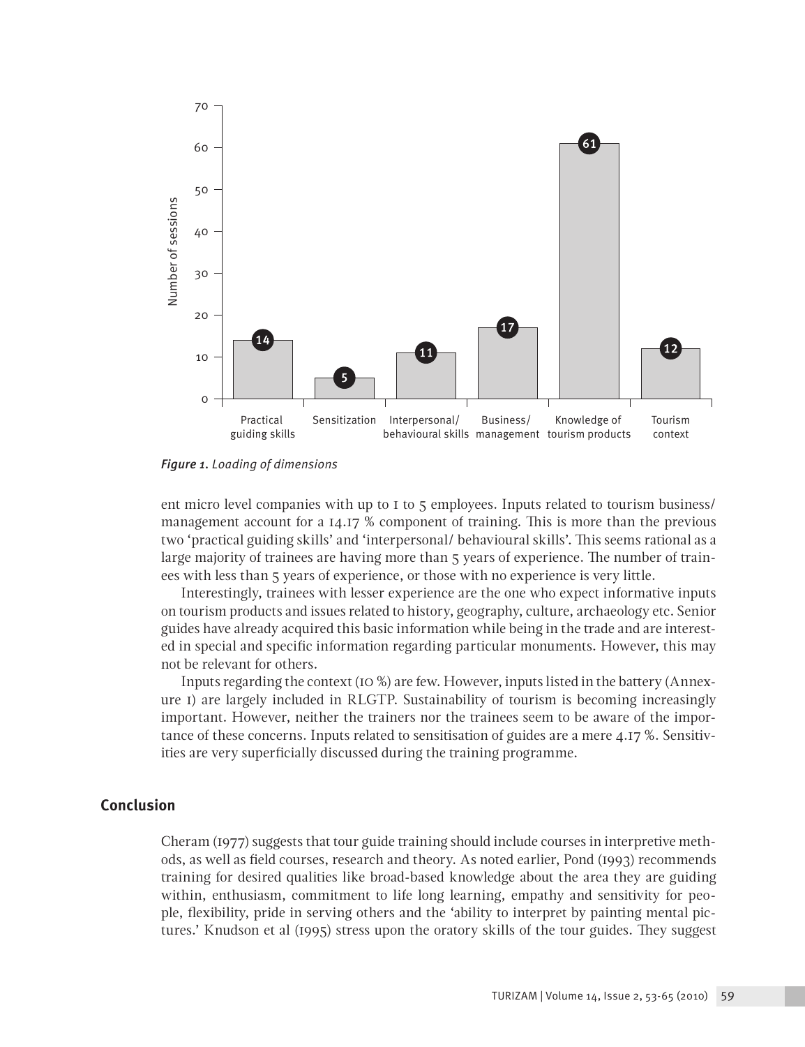*Figure 1. Loading of dimensions*

ent micro level companies with up to 1 to 5 employees. Inputs related to tourism business/ management account for a 14.17 % component of training. This is more than the previous two 'practical guiding skills' and 'interpersonal/ behavioural skills'. This seems rational as a large majority of trainees are having more than 5 years of experience. The number of trainees with less than 5 years of experience, or those with no experience is very little.

Interestingly, trainees with lesser experience are the one who expect informative inputs on tourism products and issues related to history, geography, culture, archaeology etc. Senior guides have already acquired this basic information while being in the trade and are interested in special and specific information regarding particular monuments. However, this may not be relevant for others.

Inputs regarding the context (10 %) are few. However, inputs listed in the battery (Annexure 1) are largely included in RLGTP. Sustainability of tourism is becoming increasingly important. However, neither the trainers nor the trainees seem to be aware of the importance of these concerns. Inputs related to sensitisation of guides are a mere 4.17 %. Sensitivities are very superficially discussed during the training programme.

## Conclusion

Cheram (1977) suggests that tour guide training should include courses in interpretive methods, as well as field courses, research and theory. As noted earlier, Pond (1993) recommends training for desired qualities like broad-based knowledge about the area they are guiding within, enthusiasm, commitment to life long learning, empathy and sensitivity for people, flexibility, pride in serving others and the 'ability to interpret by painting mental pictures.' Knudson et al (1995) stress upon the oratory skills of the tour guides. They suggest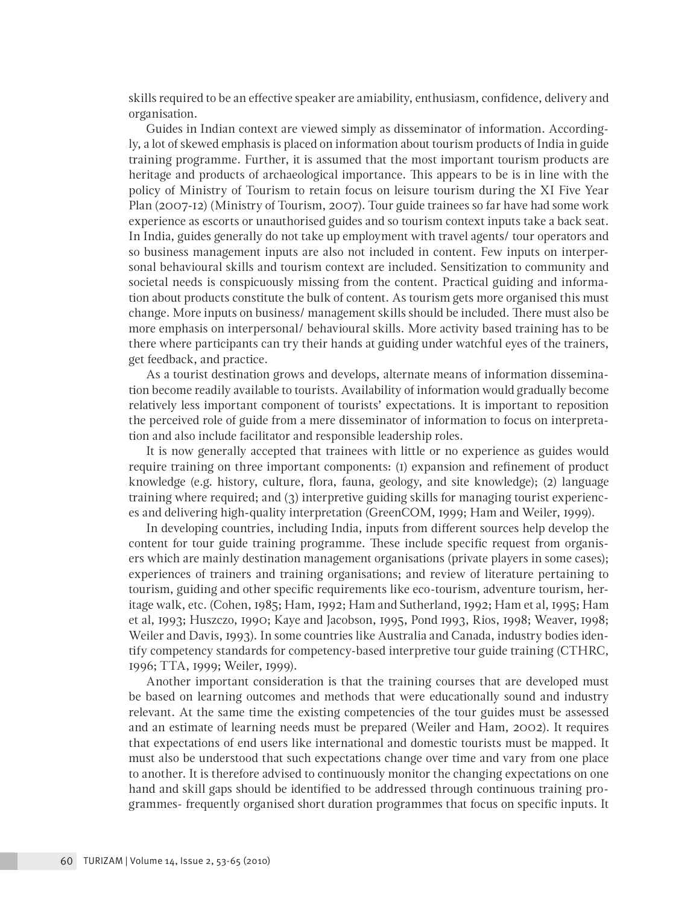skills required to be an effective speaker are amiability, enthusiasm, confidence, delivery and organisation.

Guides in Indian context are viewed simply as disseminator of information. Accordingly, a lot of skewed emphasis is placed on information about tourism products of India in guide training programme. Further, it is assumed that the most important tourism products are heritage and products of archaeological importance. This appears to be is in line with the policy of Ministry of Tourism to retain focus on leisure tourism during the XI Five Year Plan (2007-12) (Ministry of Tourism, 2007). Tour guide trainees so far have had some work experience as escorts or unauthorised guides and so tourism context inputs take a back seat. In India, guides generally do not take up employment with travel agents/ tour operators and so business management inputs are also not included in content. Few inputs on interpersonal behavioural skills and tourism context are included. Sensitization to community and societal needs is conspicuously missing from the content. Practical guiding and information about products constitute the bulk of content. As tourism gets more organised this must change. More inputs on business/ management skills should be included. There must also be more emphasis on interpersonal/ behavioural skills. More activity based training has to be there where participants can try their hands at guiding under watchful eyes of the trainers, get feedback, and practice.

As a tourist destination grows and develops, alternate means of information dissemination become readily available to tourists. Availability of information would gradually become relatively less important component of tourists' expectations. It is important to reposition the perceived role of guide from a mere disseminator of information to focus on interpretation and also include facilitator and responsible leadership roles.

It is now generally accepted that trainees with little or no experience as guides would require training on three important components: (1) expansion and refinement of product knowledge (e.g. history, culture, flora, fauna, geology, and site knowledge); (2) language training where required; and (3) interpretive guiding skills for managing tourist experiences and delivering high-quality interpretation (GreenCOM, 1999; Ham and Weiler, 1999).

In developing countries, including India, inputs from different sources help develop the content for tour guide training programme. These include specific request from organisers which are mainly destination management organisations (private players in some cases); experiences of trainers and training organisations; and review of literature pertaining to tourism, guiding and other specific requirements like eco-tourism, adventure tourism, heritage walk, etc. (Cohen, 1985; Ham, 1992; Ham and Sutherland, 1992; Ham et al, 1995; Ham et al, 1993; Huszczo, 1990; Kaye and Jacobson, 1995, Pond 1993, Rios, 1998; Weaver, 1998; Weiler and Davis, 1993). In some countries like Australia and Canada, industry bodies identify competency standards for competency-based interpretive tour guide training (CTHRC, 1996; TTA, 1999; Weiler, 1999).

Another important consideration is that the training courses that are developed must be based on learning outcomes and methods that were educationally sound and industry relevant. At the same time the existing competencies of the tour guides must be assessed and an estimate of learning needs must be prepared (Weiler and Ham, 2002). It requires that expectations of end users like international and domestic tourists must be mapped. It must also be understood that such expectations change over time and vary from one place to another. It is therefore advised to continuously monitor the changing expectations on one hand and skill gaps should be identified to be addressed through continuous training programmes- frequently organised short duration programmes that focus on specific inputs. It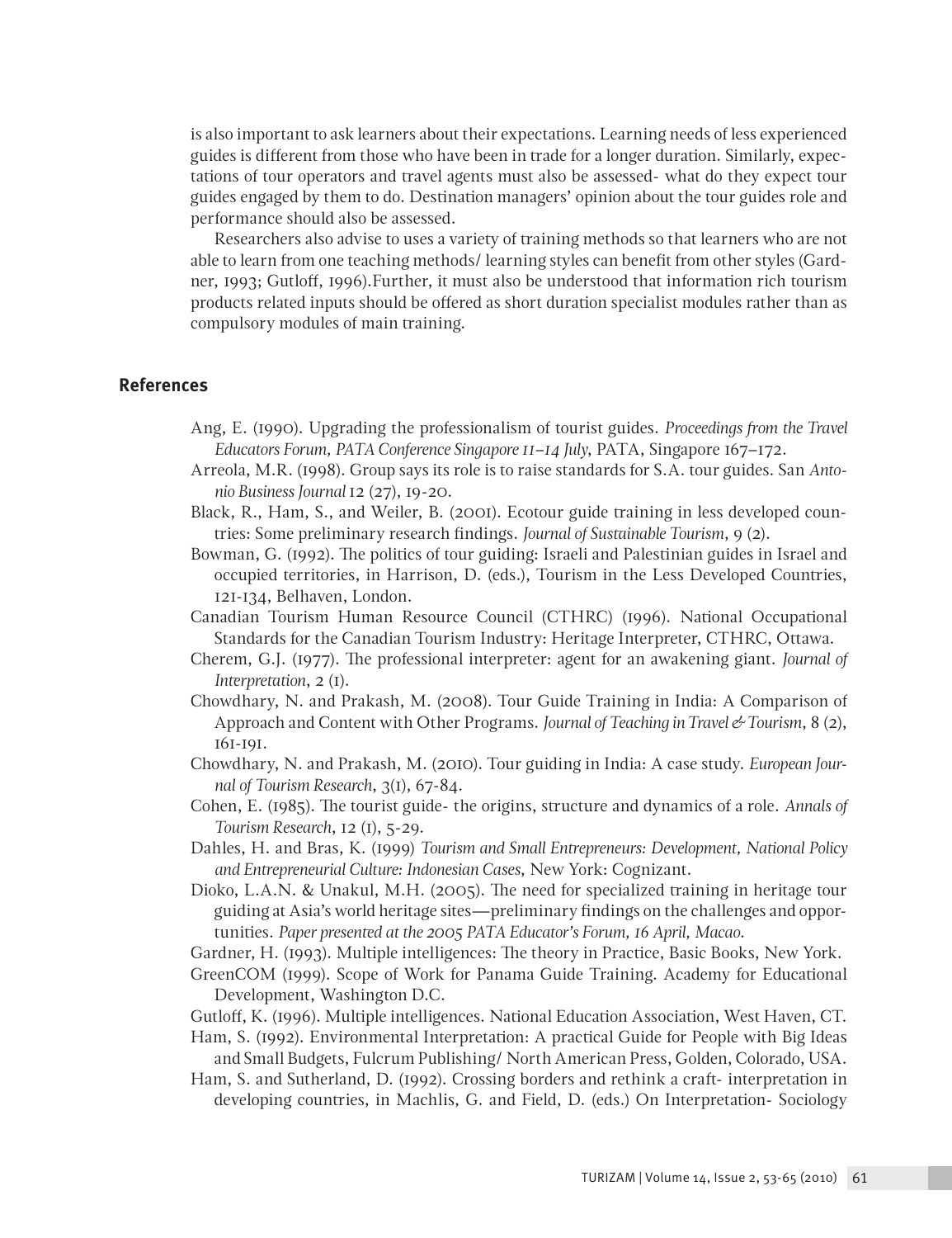is also important to ask learners about their expectations. Learning needs of less experienced guides is different from those who have been in trade for a longer duration. Similarly, expectations of tour operators and travel agents must also be assessed- what do they expect tour guides engaged by them to do. Destination managers' opinion about the tour guides role and performance should also be assessed.

Researchers also advise to uses a variety of training methods so that learners who are not able to learn from one teaching methods/ learning styles can benefit from other styles (Gardner, 1993; Gutloff, 1996).Further, it must also be understood that information rich tourism products related inputs should be offered as short duration specialist modules rather than as compulsory modules of main training.

## References

Ang, E. (1990). Upgrading the professionalism of tourist guides. *Proceedings from the Travel Educators Forum, PATA Conference Singapore 11–14 July*, PATA, Singapore 167–172.

Arreola, M.R. (1998). Group says its role is to raise standards for S.A. tour guides. San *Antonio Business Journal* 12 (27), 19-20.

Black, R., Ham, S., and Weiler, B. (2001). Ecotour guide training in less developed countries: Some preliminary research findings. *Journal of Sustainable Tourism*, 9 (2).

Bowman, G. (1992). The politics of tour guiding: Israeli and Palestinian guides in Israel and occupied territories, in Harrison, D. (eds.), Tourism in the Less Developed Countries, 121-134, Belhaven, London.

Canadian Tourism Human Resource Council (CTHRC) (1996). National Occupational Standards for the Canadian Tourism Industry: Heritage Interpreter, CTHRC, Ottawa.

Cherem, G.J. (1977). The professional interpreter: agent for an awakening giant. *Journal of Interpretation*, 2 (1).

Chowdhary, N. and Prakash, M. (2008). Tour Guide Training in India: A Comparison of Approach and Content with Other Programs. *Journal of Teaching in Travel & Tourism*, 8 (2), 161-191.

Chowdhary, N. and Prakash, M. (2010). Tour guiding in India: A case study. *European Journal of Tourism Research*, 3(1), 67-84.

Cohen, E. (1985). The tourist guide- the origins, structure and dynamics of a role. *Annals of Tourism Research*, 12 (1), 5-29.

Dahles, H. and Bras, K. (1999) *Tourism and Small Entrepreneurs: Development, National Policy and Entrepreneurial Culture: Indonesian Cases*, New York: Cognizant.

Dioko, L.A.N. & Unakul, M.H. (2005). The need for specialized training in heritage tour guiding at Asia's world heritage sites—preliminary findings on the challenges and opportunities. *Paper presented at the 2005 PATA Educator's Forum, 16 April, Macao.*

Gardner, H. (1993). Multiple intelligences: The theory in Practice, Basic Books, New York.

GreenCOM (1999). Scope of Work for Panama Guide Training. Academy for Educational Development, Washington D.C.

Gutloff, K. (1996). Multiple intelligences. National Education Association, West Haven, CT.

Ham, S. (1992). Environmental Interpretation: A practical Guide for People with Big Ideas and Small Budgets, Fulcrum Publishing/ North American Press, Golden, Colorado, USA.

Ham, S. and Sutherland, D. (1992). Crossing borders and rethink a craft- interpretation in developing countries, in Machlis, G. and Field, D. (eds.) On Interpretation- Sociology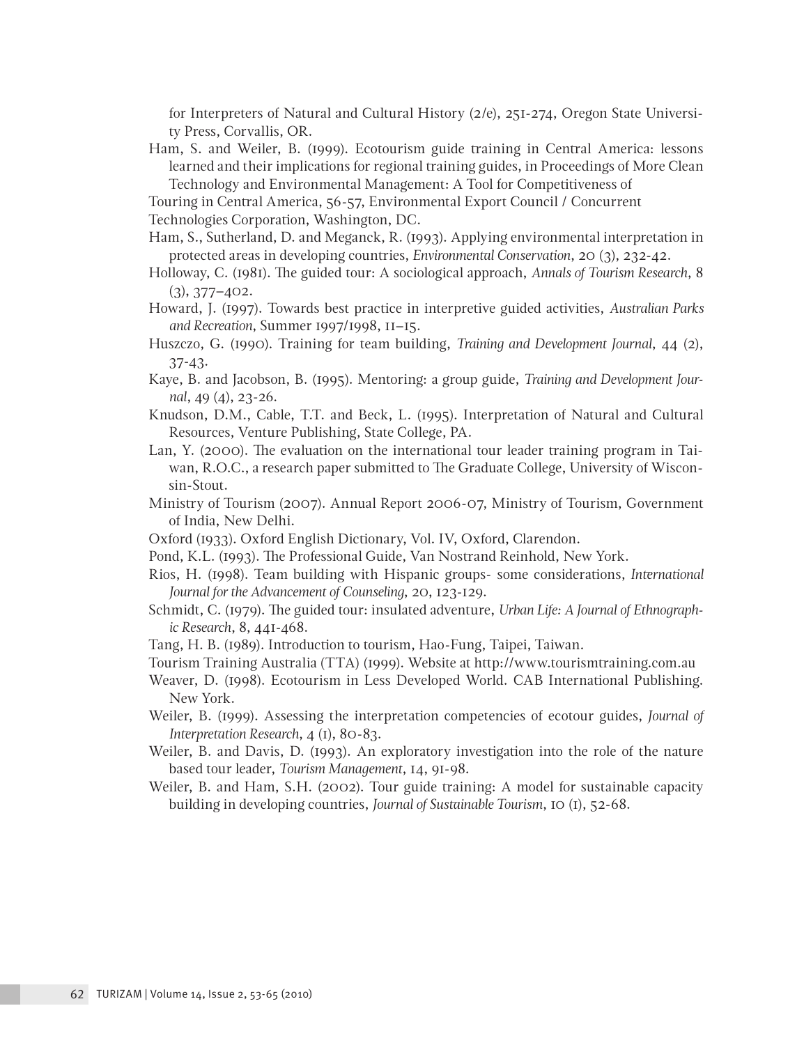for Interpreters of Natural and Cultural History (2/e), 251-274, Oregon State University Press, Corvallis, OR.

Ham, S. and Weiler, B. (1999). Ecotourism guide training in Central America: lessons learned and their implications for regional training guides, in Proceedings of More Clean Technology and Environmental Management: A Tool for Competitiveness of Touring in Central America, 56-57, Environmental Export Council / Concurrent Technologies Corporation, Washington, DC.

Ham, S., Sutherland, D. and Meganck, R. (1993). Applying environmental interpretation in protected areas in developing countries, *Environmental Conservation*, 20 (3), 232-42.

Holloway, C. (1981). The guided tour: A sociological approach, *Annals of Tourism Research*, 8 (3), 377–402.

Howard, J. (1997). Towards best practice in interpretive guided activities, *Australian Parks and Recreation*, Summer 1997/1998, 11–15.

Huszczo, G. (1990). Training for team building, *Training and Development Journal*, 44 (2), 37-43.

Kaye, B. and Jacobson, B. (1995). Mentoring: a group guide, *Training and Development Journal*, 49 (4), 23-26.

Knudson, D.M., Cable, T.T. and Beck, L. (1995). Interpretation of Natural and Cultural Resources, Venture Publishing, State College, PA.

Lan, Y. (2000). The evaluation on the international tour leader training program in Taiwan, R.O.C., a research paper submitted to The Graduate College, University of Wisconsin-Stout.

Ministry of Tourism (2007). Annual Report 2006-07, Ministry of Tourism, Government of India, New Delhi.

Oxford (1933). Oxford English Dictionary, Vol. IV, Oxford, Clarendon.

Pond, K.L. (1993). The Professional Guide, Van Nostrand Reinhold, New York.

Rios, H. (1998). Team building with Hispanic groups- some considerations, *International Journal for the Advancement of Counseling*, 20, 123-129.

Schmidt, C. (1979). The guided tour: insulated adventure, *Urban Life: A Journal of Ethnographic Research*, 8, 441-468.

Tang, H. B. (1989). Introduction to tourism, Hao-Fung, Taipei, Taiwan.

Tourism Training Australia (TTA) (1999). Website at http://www.tourismtraining.com.au

Weaver, D. (1998). Ecotourism in Less Developed World. CAB International Publishing. New York.

Weiler, B. (1999). Assessing the interpretation competencies of ecotour guides, *Journal of Interpretation Research*, 4 (1), 80-83.

Weiler, B. and Davis, D. (1993). An exploratory investigation into the role of the nature based tour leader, *Tourism Management*, 14, 91-98.

Weiler, B. and Ham, S.H. (2002). Tour guide training: A model for sustainable capacity building in developing countries, *Journal of Sustainable Tourism*, 10 (1), 52-68.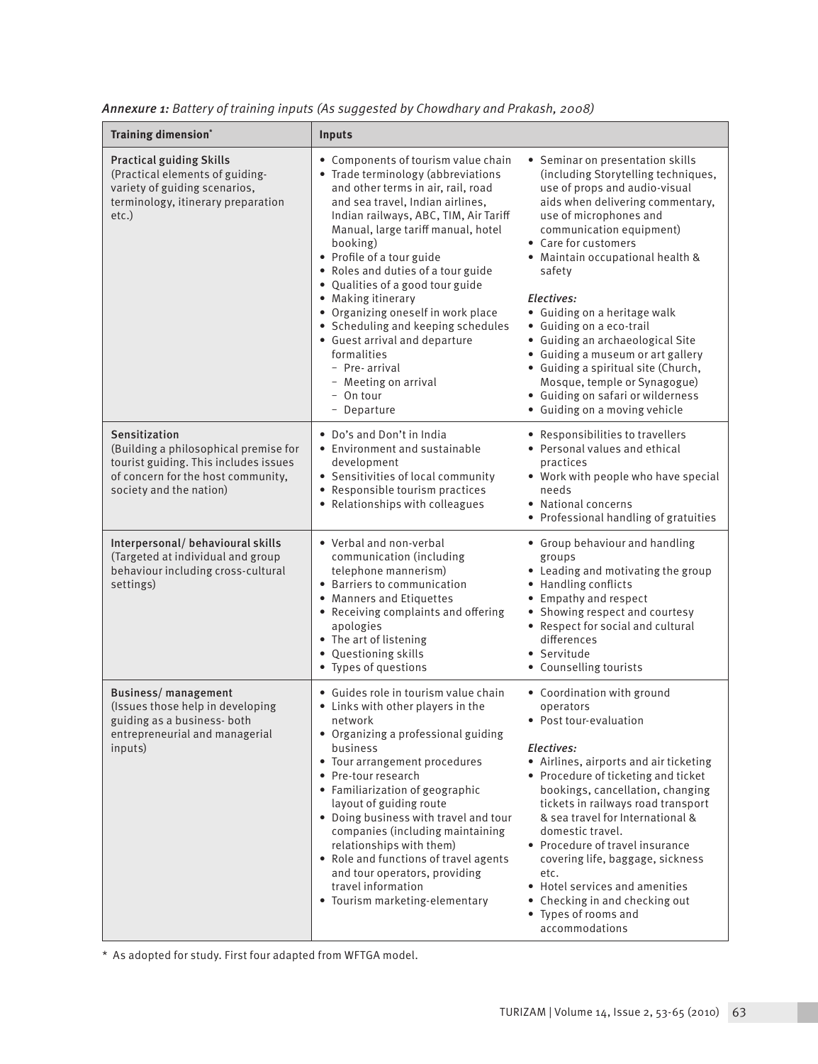*Annexure 1: Battery of training inputs (As suggested by Chowdhary and Prakash, 2008)*

| Training dimension* | Inputs | |
|---|---|---|
| **Practical guiding Skills** (Practical elements of guiding- variety of guiding scenarios, terminology, itinerary preparation etc.) | • Components of tourism value chain<br>• Trade terminology (abbreviations and other terms in air, rail, road and sea travel, Indian airlines, Indian railways, ABC, TIM, Air Tariff Manual, large tariff manual, hotel booking)<br>• Profile of a tour guide<br>• Roles and duties of a tour guide<br>• Qualities of a good tour guide<br>• Making itinerary<br>• Organizing oneself in work place<br>• Scheduling and keeping schedules<br>• Guest arrival and departure formalities<br>– Pre- arrival<br>– Meeting on arrival<br>– On tour<br>– Departure | • Seminar on presentation skills (including Storytelling techniques, use of props and audio-visual aids when delivering commentary, use of microphones and communication equipment)<br>• Care for customers<br>• Maintain occupational health & safety<br>*Electives:*<br>• Guiding on a heritage walk<br>• Guiding on a eco-trail<br>• Guiding an archaeological Site<br>• Guiding a museum or art gallery<br>• Guiding a spiritual site (Church, Mosque, temple or Synagogue)<br>• Guiding on safari or wilderness<br>• Guiding on a moving vehicle |
| **Sensitization** (Building a philosophical premise for tourist guiding. This includes issues of concern for the host community, society and the nation) | • Do's and Don't in India<br>• Environment and sustainable development<br>• Sensitivities of local community<br>• Responsible tourism practices<br>• Relationships with colleagues | • Responsibilities to travellers<br>• Personal values and ethical practices<br>• Work with people who have special needs<br>• National concerns<br>• Professional handling of gratuities |
| **Interpersonal/ behavioural skills** (Targeted at individual and group behaviour including cross-cultural settings) | • Verbal and non-verbal communication (including telephone mannerism)<br>• Barriers to communication<br>• Manners and Etiquettes<br>• Receiving complaints and offering apologies<br>• The art of listening<br>• Questioning skills<br>• Types of questions | • Group behaviour and handling groups<br>• Leading and motivating the group<br>• Handling conflicts<br>• Empathy and respect<br>• Showing respect and courtesy<br>• Respect for social and cultural differences<br>• Servitude<br>• Counselling tourists |
| **Business/ management** (Issues those help in developing guiding as a business- both entrepreneurial and managerial inputs) | • Guides role in tourism value chain<br>• Links with other players in the network<br>• Organizing a professional guiding business<br>• Tour arrangement procedures<br>• Pre-tour research<br>• Familiarization of geographic layout of guiding route<br>• Doing business with travel and tour companies (including maintaining relationships with them)<br>• Role and functions of travel agents and tour operators, providing travel information<br>• Tourism marketing-elementary | • Coordination with ground operators<br>• Post tour-evaluation<br>*Electives:*<br>• Airlines, airports and air ticketing<br>• Procedure of ticketing and ticket bookings, cancellation, changing tickets in railways road transport & sea travel for International & domestic travel.<br>• Procedure of travel insurance covering life, baggage, sickness etc.<br>• Hotel services and amenities<br>• Checking in and checking out<br>• Types of rooms and accommodations |

* As adopted for study. First four adapted from WFTGA model.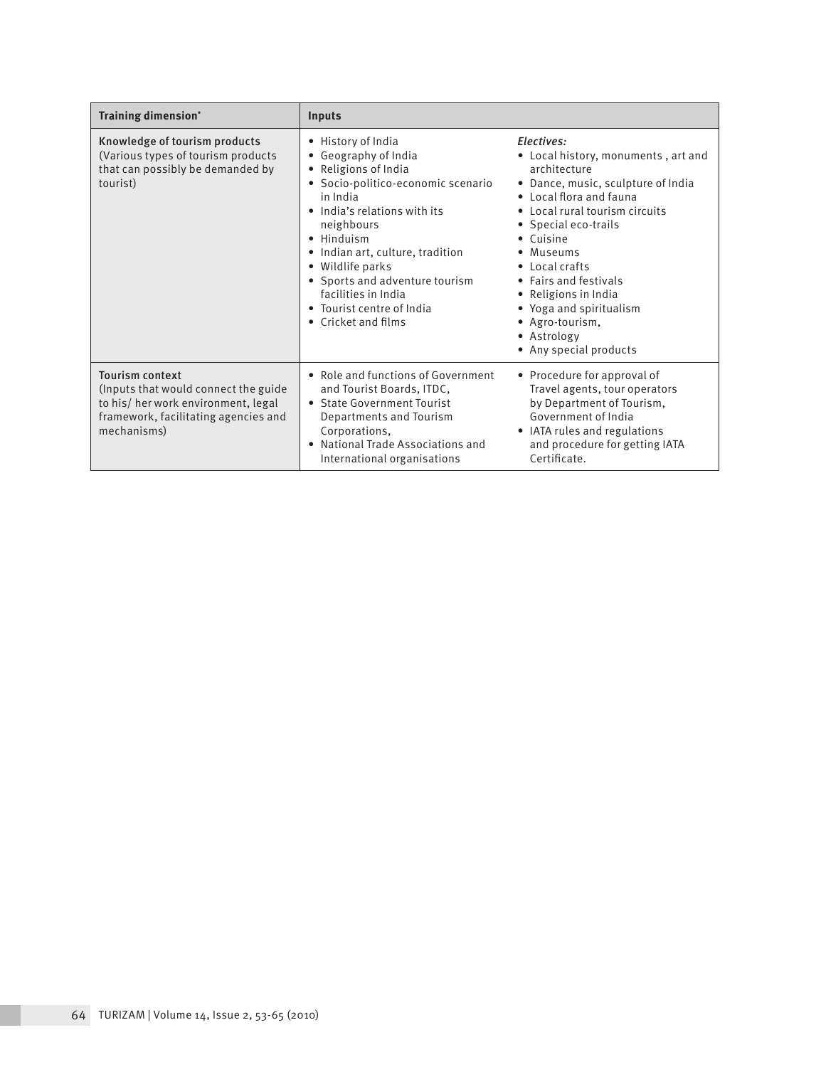| Training dimension* | Inputs | |
|---|---|---|
| **Knowledge of tourism products** (Various types of tourism products that can possibly be demanded by tourist) | • History of India<br>• Geography of India<br>• Religions of India<br>• Socio-politico-economic scenario in India<br>• India's relations with its neighbours<br>• Hinduism<br>• Indian art, culture, tradition<br>• Wildlife parks<br>• Sports and adventure tourism facilities in India<br>• Tourist centre of India<br>• Cricket and films | *Electives:*<br>• Local history, monuments , art and architecture<br>• Dance, music, sculpture of India<br>• Local flora and fauna<br>• Local rural tourism circuits<br>• Special eco-trails<br>• Cuisine<br>• Museums<br>• Local crafts<br>• Fairs and festivals<br>• Religions in India<br>• Yoga and spiritualism<br>• Agro-tourism,<br>• Astrology<br>• Any special products |
| **Tourism context** (Inputs that would connect the guide to his/ her work environment, legal framework, facilitating agencies and mechanisms) | • Role and functions of Government and Tourist Boards, ITDC,<br>• State Government Tourist Departments and Tourism Corporations,<br>• National Trade Associations and International organisations | • Procedure for approval of Travel agents, tour operators by Department of Tourism, Government of India<br>• IATA rules and regulations and procedure for getting IATA Certificate. |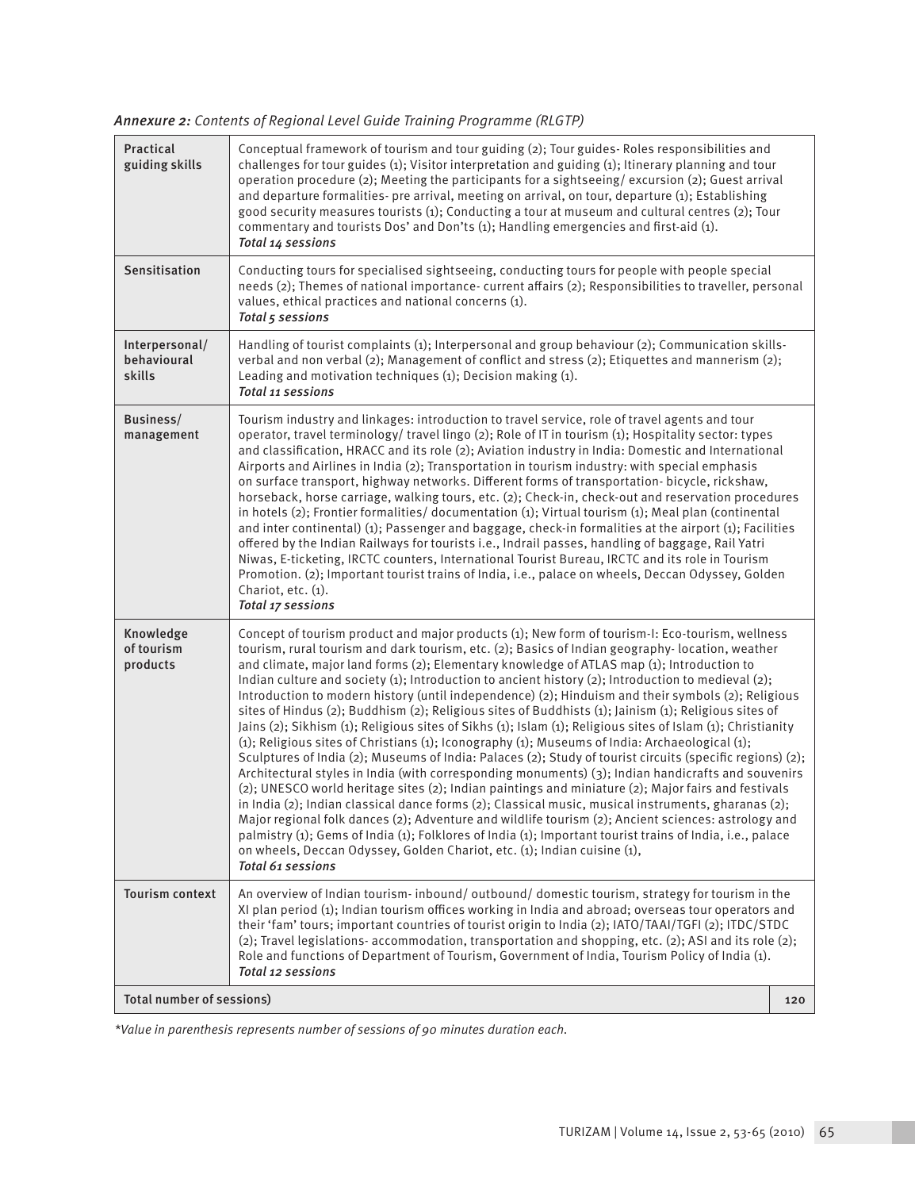*Annexure 2: Contents of Regional Level Guide Training Programme (RLGTP)*

| | | |
|---|---|---|
| Practical guiding skills | Conceptual framework of tourism and tour guiding (2); Tour guides- Roles responsibilities and challenges for tour guides (1); Visitor interpretation and guiding (1); Itinerary planning and tour operation procedure (2); Meeting the participants for a sightseeing/ excursion (2); Guest arrival and departure formalities- pre arrival, meeting on arrival, on tour, departure (1); Establishing good security measures tourists (1); Conducting a tour at museum and cultural centres (2); Tour commentary and tourists Dos' and Don'ts (1); Handling emergencies and first-aid (1). *Total 14 sessions* | |
| Sensitisation | Conducting tours for specialised sightseeing, conducting tours for people with people special needs (2); Themes of national importance- current affairs (2); Responsibilities to traveller, personal values, ethical practices and national concerns (1). *Total 5 sessions* | |
| Interpersonal/ behavioural skills | Handling of tourist complaints (1); Interpersonal and group behaviour (2); Communication skills- verbal and non verbal (2); Management of conflict and stress (2); Etiquettes and mannerism (2); Leading and motivation techniques (1); Decision making (1). *Total 11 sessions* | |
| Business/ management | Tourism industry and linkages: introduction to travel service, role of travel agents and tour operator, travel terminology/ travel lingo (2); Role of IT in tourism (1); Hospitality sector: types and classification, HRACC and its role (2); Aviation industry in India: Domestic and International Airports and Airlines in India (2); Transportation in tourism industry: with special emphasis on surface transport, highway networks. Different forms of transportation- bicycle, rickshaw, horseback, horse carriage, walking tours, etc. (2); Check-in, check-out and reservation procedures in hotels (2); Frontier formalities/ documentation (1); Virtual tourism (1); Meal plan (continental and inter continental) (1); Passenger and baggage, check-in formalities at the airport (1); Facilities offered by the Indian Railways for tourists i.e., Indrail passes, handling of baggage, Rail Yatri Niwas, E-ticketing, IRCTC counters, International Tourist Bureau, IRCTC and its role in Tourism Promotion. (2); Important tourist trains of India, i.e., palace on wheels, Deccan Odyssey, Golden Chariot, etc. (1). *Total 17 sessions* | |
| Knowledge of tourism products | Concept of tourism product and major products (1); New form of tourism-I: Eco-tourism, wellness tourism, rural tourism and dark tourism, etc. (2); Basics of Indian geography- location, weather and climate, major land forms (2); Elementary knowledge of ATLAS map (1); Introduction to Indian culture and society (1); Introduction to ancient history (2); Introduction to medieval (2); Introduction to modern history (until independence) (2); Hinduism and their symbols (2); Religious sites of Hindus (2); Buddhism (2); Religious sites of Buddhists (1); Jainism (1); Religious sites of Jains (2); Sikhism (1); Religious sites of Sikhs (1); Islam (1); Religious sites of Islam (1); Christianity (1); Religious sites of Christians (1); Iconography (1); Museums of India: Archaeological (1); Sculptures of India (2); Museums of India: Palaces (2); Study of tourist circuits (specific regions) (2); Architectural styles in India (with corresponding monuments) (3); Indian handicrafts and souvenirs (2); UNESCO world heritage sites (2); Indian paintings and miniature (2); Major fairs and festivals in India (2); Indian classical dance forms (2); Classical music, musical instruments, gharanas (2); Major regional folk dances (2); Adventure and wildlife tourism (2); Ancient sciences: astrology and palmistry (1); Gems of India (1); Folklores of India (1); Important tourist trains of India, i.e., palace on wheels, Deccan Odyssey, Golden Chariot, etc. (1); Indian cuisine (1), *Total 61 sessions* | |
| Tourism context | An overview of Indian tourism- inbound/ outbound/ domestic tourism, strategy for tourism in the XI plan period (1); Indian tourism offices working in India and abroad; overseas tour operators and their 'fam' tours; important countries of tourist origin to India (2); IATO/TAAI/TGFI (2); ITDC/STDC (2); Travel legislations- accommodation, transportation and shopping, etc. (2); ASI and its role (2); Role and functions of Department of Tourism, Government of India, Tourism Policy of India (1). *Total 12 sessions* | |
| Total number of sessions) | | 120 |

*\*Value in parenthesis represents number of sessions of 90 minutes duration each.*